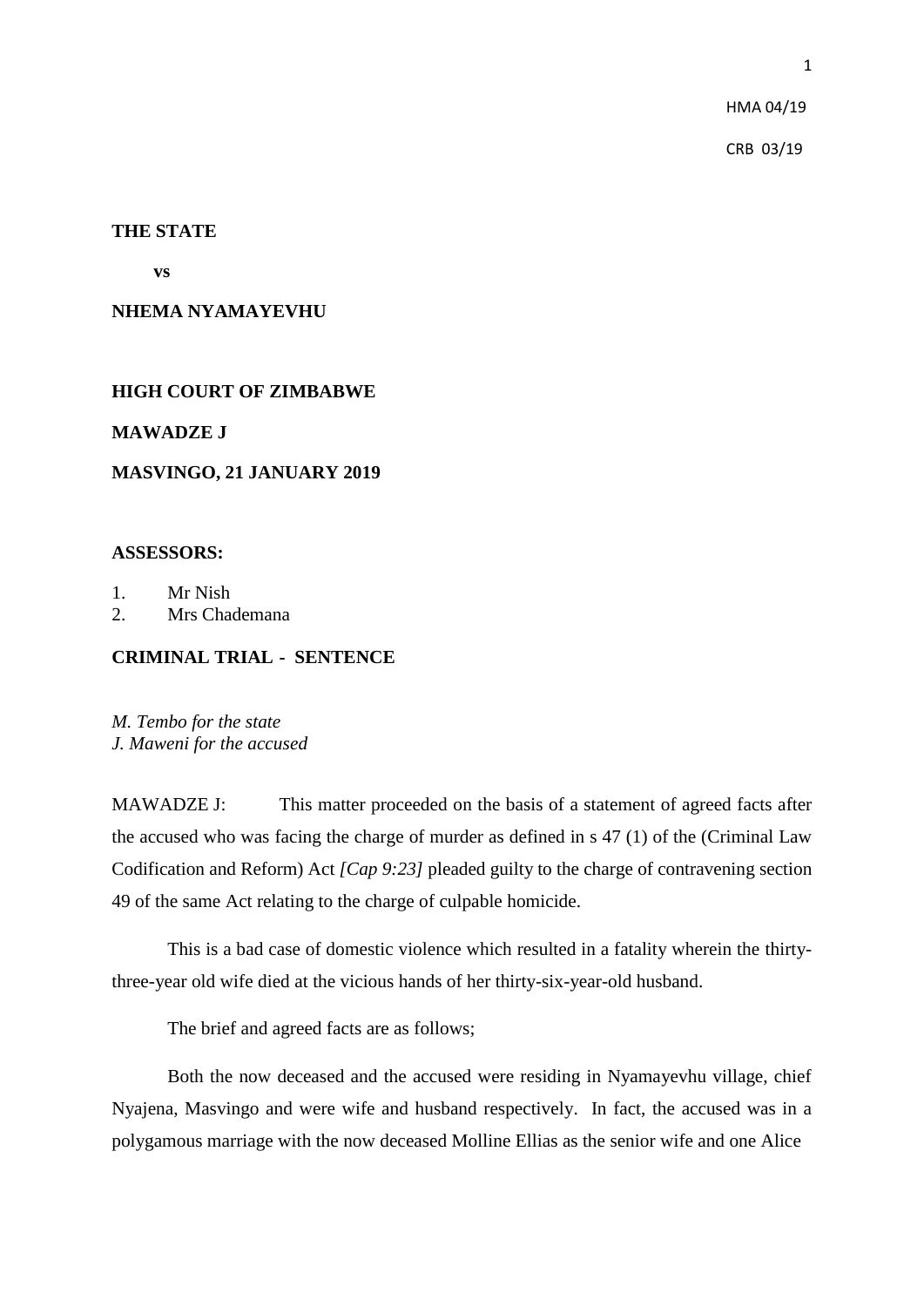HMA 04/19

CRB 03/19

**THE STATE**

**vs**

**NHEMA NYAMAYEVHU**

**HIGH COURT OF ZIMBABWE**

**MAWADZE J**

**MASVINGO, 21 JANUARY 2019**

**ASSESSORS:**

1. Mr Nish
2. Mrs Chademana

**CRIMINAL TRIAL - SENTENCE**

*M. Tembo for the state*
*J. Maweni for the accused*

MAWADZE J: This matter proceeded on the basis of a statement of agreed facts after the accused who was facing the charge of murder as defined in s 47 (1) of the (Criminal Law Codification and Reform) Act *[Cap 9:23]* pleaded guilty to the charge of contravening section 49 of the same Act relating to the charge of culpable homicide.

This is a bad case of domestic violence which resulted in a fatality wherein the thirty-three-year old wife died at the vicious hands of her thirty-six-year-old husband.

The brief and agreed facts are as follows;

Both the now deceased and the accused were residing in Nyamayevhu village, chief Nyajena, Masvingo and were wife and husband respectively. In fact, the accused was in a polygamous marriage with the now deceased Molline Ellias as the senior wife and one Alice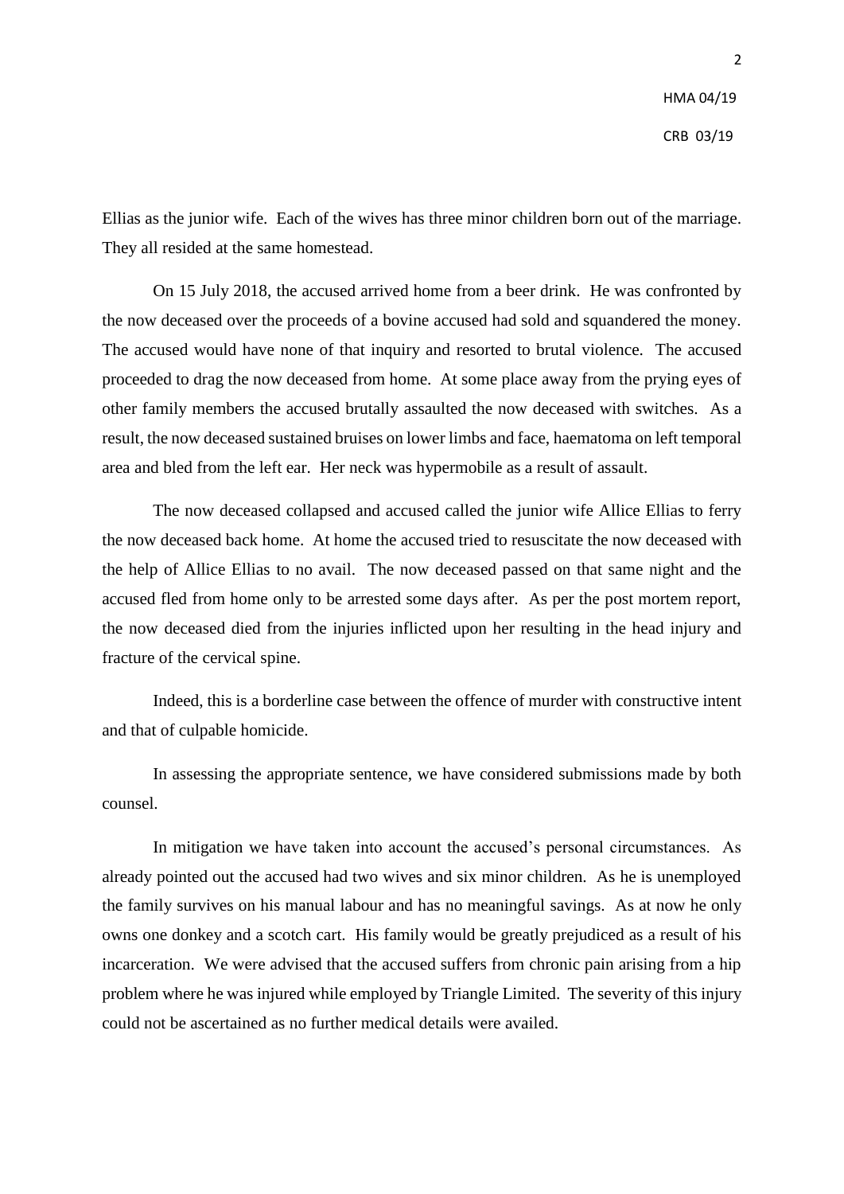Ellias as the junior wife. Each of the wives has three minor children born out of the marriage. They all resided at the same homestead.

On 15 July 2018, the accused arrived home from a beer drink. He was confronted by the now deceased over the proceeds of a bovine accused had sold and squandered the money. The accused would have none of that inquiry and resorted to brutal violence. The accused proceeded to drag the now deceased from home. At some place away from the prying eyes of other family members the accused brutally assaulted the now deceased with switches. As a result, the now deceased sustained bruises on lower limbs and face, haematoma on left temporal area and bled from the left ear. Her neck was hypermobile as a result of assault.

The now deceased collapsed and accused called the junior wife Allice Ellias to ferry the now deceased back home. At home the accused tried to resuscitate the now deceased with the help of Allice Ellias to no avail. The now deceased passed on that same night and the accused fled from home only to be arrested some days after. As per the post mortem report, the now deceased died from the injuries inflicted upon her resulting in the head injury and fracture of the cervical spine.

Indeed, this is a borderline case between the offence of murder with constructive intent and that of culpable homicide.

In assessing the appropriate sentence, we have considered submissions made by both counsel.

In mitigation we have taken into account the accused's personal circumstances. As already pointed out the accused had two wives and six minor children. As he is unemployed the family survives on his manual labour and has no meaningful savings. As at now he only owns one donkey and a scotch cart. His family would be greatly prejudiced as a result of his incarceration. We were advised that the accused suffers from chronic pain arising from a hip problem where he was injured while employed by Triangle Limited. The severity of this injury could not be ascertained as no further medical details were availed.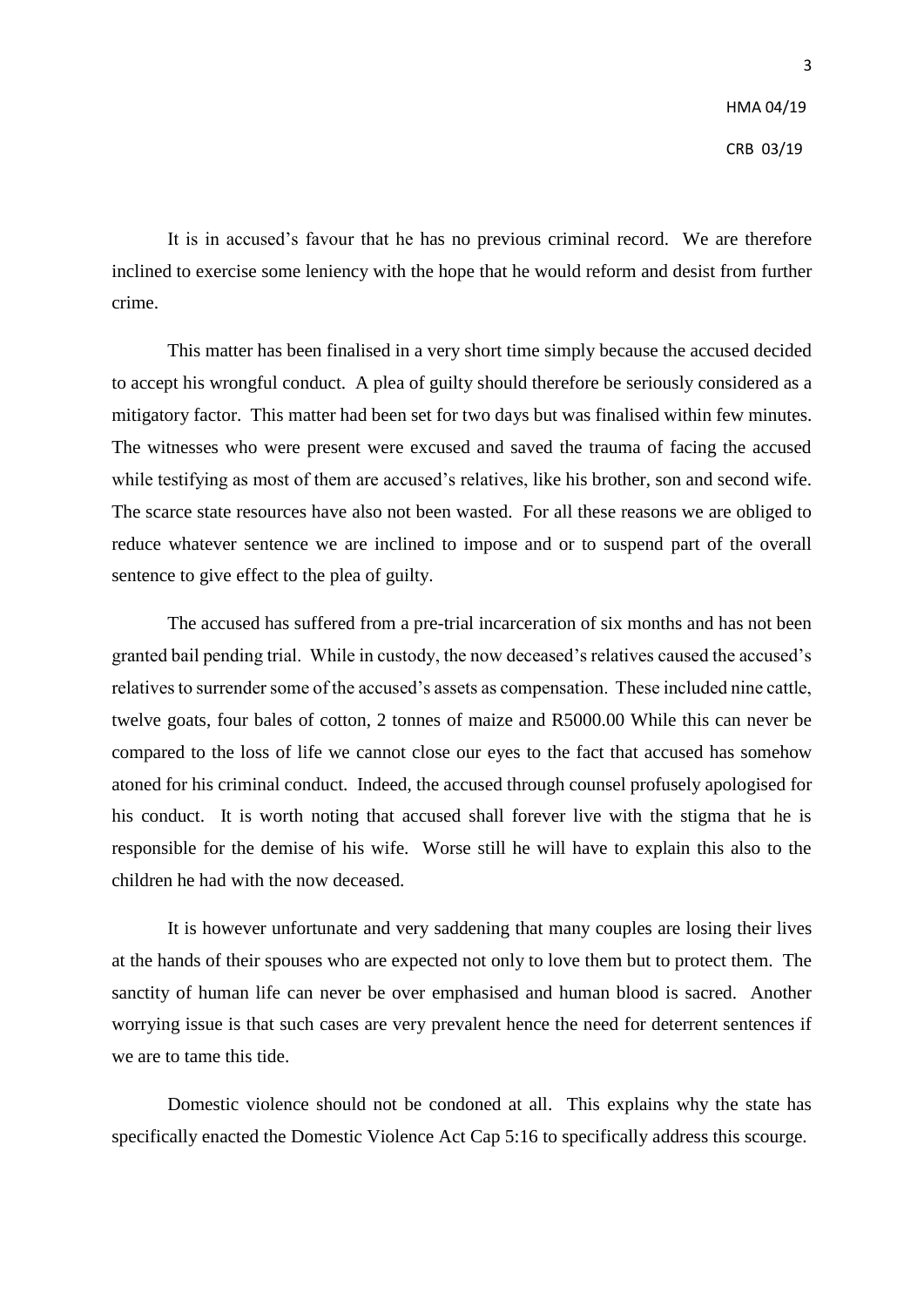It is in accused's favour that he has no previous criminal record. We are therefore inclined to exercise some leniency with the hope that he would reform and desist from further crime.

This matter has been finalised in a very short time simply because the accused decided to accept his wrongful conduct. A plea of guilty should therefore be seriously considered as a mitigatory factor. This matter had been set for two days but was finalised within few minutes. The witnesses who were present were excused and saved the trauma of facing the accused while testifying as most of them are accused's relatives, like his brother, son and second wife. The scarce state resources have also not been wasted. For all these reasons we are obliged to reduce whatever sentence we are inclined to impose and or to suspend part of the overall sentence to give effect to the plea of guilty.

The accused has suffered from a pre-trial incarceration of six months and has not been granted bail pending trial. While in custody, the now deceased's relatives caused the accused's relatives to surrender some of the accused's assets as compensation. These included nine cattle, twelve goats, four bales of cotton, 2 tonnes of maize and R5000.00 While this can never be compared to the loss of life we cannot close our eyes to the fact that accused has somehow atoned for his criminal conduct. Indeed, the accused through counsel profusely apologised for his conduct. It is worth noting that accused shall forever live with the stigma that he is responsible for the demise of his wife. Worse still he will have to explain this also to the children he had with the now deceased.

It is however unfortunate and very saddening that many couples are losing their lives at the hands of their spouses who are expected not only to love them but to protect them. The sanctity of human life can never be over emphasised and human blood is sacred. Another worrying issue is that such cases are very prevalent hence the need for deterrent sentences if we are to tame this tide.

Domestic violence should not be condoned at all. This explains why the state has specifically enacted the Domestic Violence Act Cap 5:16 to specifically address this scourge.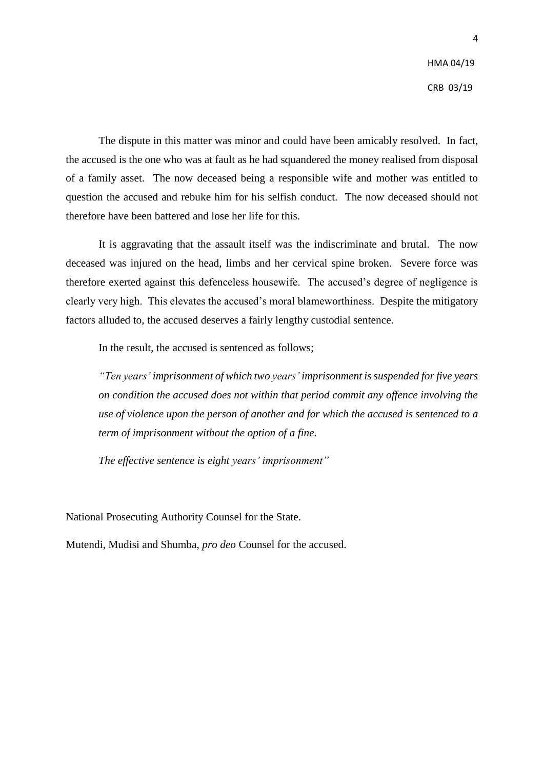The dispute in this matter was minor and could have been amicably resolved. In fact, the accused is the one who was at fault as he had squandered the money realised from disposal of a family asset. The now deceased being a responsible wife and mother was entitled to question the accused and rebuke him for his selfish conduct. The now deceased should not therefore have been battered and lose her life for this.

It is aggravating that the assault itself was the indiscriminate and brutal. The now deceased was injured on the head, limbs and her cervical spine broken. Severe force was therefore exerted against this defenceless housewife. The accused's degree of negligence is clearly very high. This elevates the accused's moral blameworthiness. Despite the mitigatory factors alluded to, the accused deserves a fairly lengthy custodial sentence.

In the result, the accused is sentenced as follows;

*"Ten years' imprisonment of which two years' imprisonment is suspended for five years on condition the accused does not within that period commit any offence involving the use of violence upon the person of another and for which the accused is sentenced to a term of imprisonment without the option of a fine.*

*The effective sentence is eight years' imprisonment"*

National Prosecuting Authority Counsel for the State.

Mutendi, Mudisi and Shumba, *pro deo* Counsel for the accused.